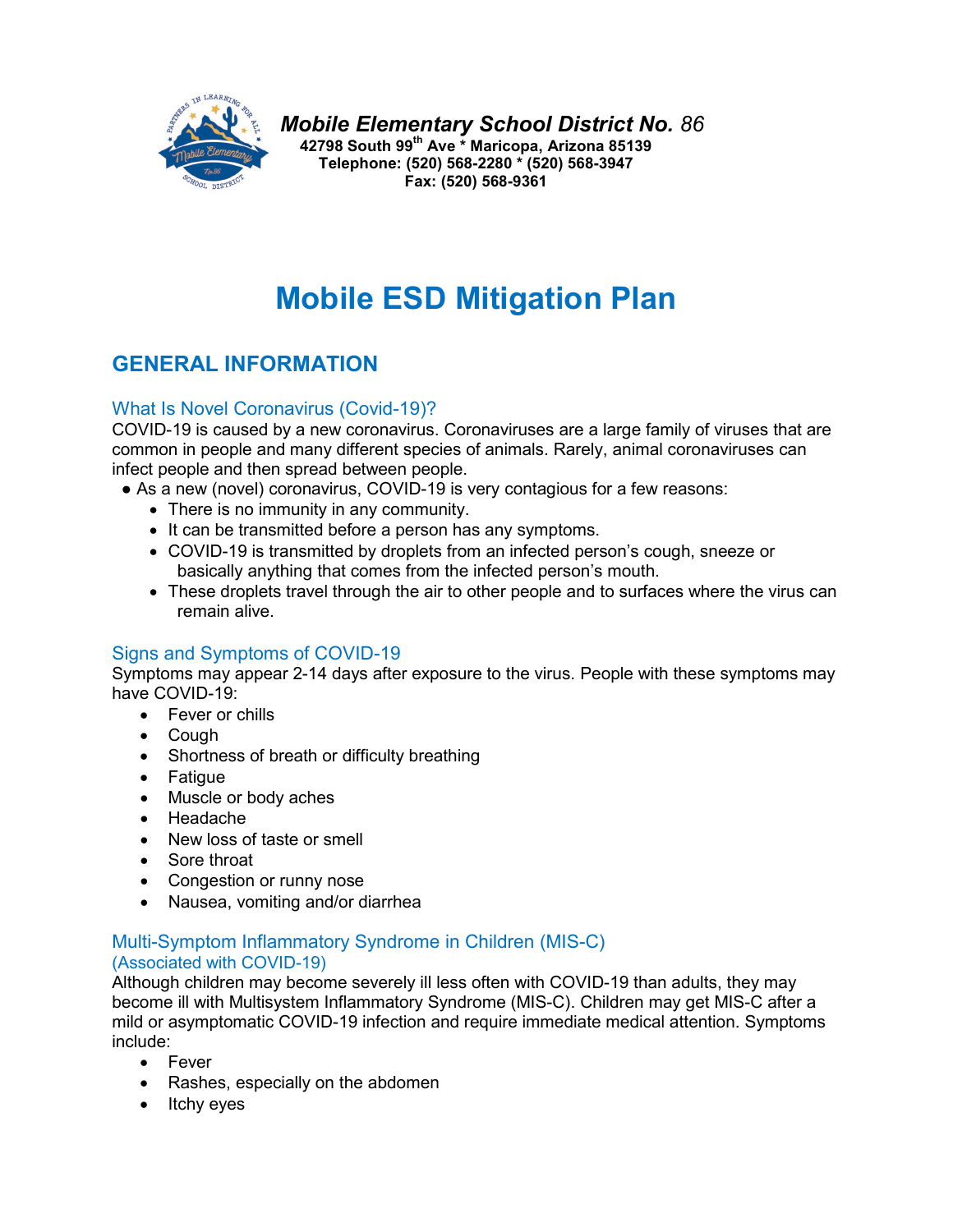***Mobile Elementary School District No.*** *86*
**42798 South 99th Ave * Maricopa, Arizona 85139**
**Telephone: (520) 568-2280 * (520) 568-3947**
**Fax: (520) 568-9361**

# Mobile ESD Mitigation Plan

## GENERAL INFORMATION

### What Is Novel Coronavirus (Covid-19)?

COVID-19 is caused by a new coronavirus. Coronaviruses are a large family of viruses that are common in people and many different species of animals. Rarely, animal coronaviruses can infect people and then spread between people.

- As a new (novel) coronavirus, COVID-19 is very contagious for a few reasons:
  - There is no immunity in any community.
  - It can be transmitted before a person has any symptoms.
  - COVID-19 is transmitted by droplets from an infected person's cough, sneeze or basically anything that comes from the infected person's mouth.
  - These droplets travel through the air to other people and to surfaces where the virus can remain alive.

### Signs and Symptoms of COVID-19

Symptoms may appear 2-14 days after exposure to the virus. People with these symptoms may have COVID-19:

- Fever or chills
- Cough
- Shortness of breath or difficulty breathing
- Fatigue
- Muscle or body aches
- Headache
- New loss of taste or smell
- Sore throat
- Congestion or runny nose
- Nausea, vomiting and/or diarrhea

### Multi-Symptom Inflammatory Syndrome in Children (MIS-C) (Associated with COVID-19)

Although children may become severely ill less often with COVID-19 than adults, they may become ill with Multisystem Inflammatory Syndrome (MIS-C). Children may get MIS-C after a mild or asymptomatic COVID-19 infection and require immediate medical attention. Symptoms include:

- Fever
- Rashes, especially on the abdomen
- Itchy eyes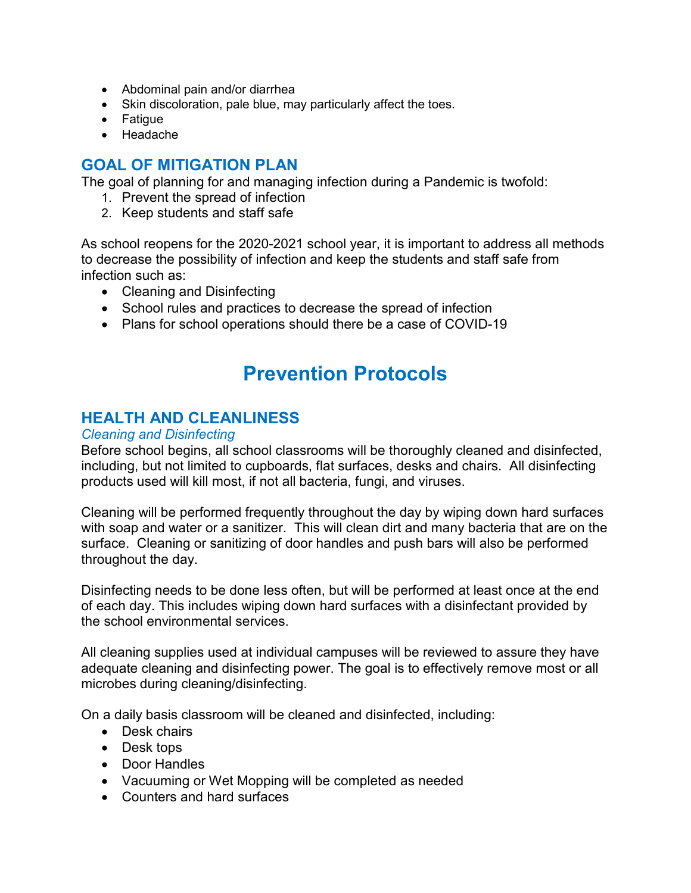- Abdominal pain and/or diarrhea
- Skin discoloration, pale blue, may particularly affect the toes.
- Fatigue
- Headache

## GOAL OF MITIGATION PLAN

The goal of planning for and managing infection during a Pandemic is twofold:

1. Prevent the spread of infection
2. Keep students and staff safe

As school reopens for the 2020-2021 school year, it is important to address all methods to decrease the possibility of infection and keep the students and staff safe from infection such as:

- Cleaning and Disinfecting
- School rules and practices to decrease the spread of infection
- Plans for school operations should there be a case of COVID-19

# Prevention Protocols

## HEALTH AND CLEANLINESS

### *Cleaning and Disinfecting*

Before school begins, all school classrooms will be thoroughly cleaned and disinfected, including, but not limited to cupboards, flat surfaces, desks and chairs. All disinfecting products used will kill most, if not all bacteria, fungi, and viruses.

Cleaning will be performed frequently throughout the day by wiping down hard surfaces with soap and water or a sanitizer. This will clean dirt and many bacteria that are on the surface. Cleaning or sanitizing of door handles and push bars will also be performed throughout the day.

Disinfecting needs to be done less often, but will be performed at least once at the end of each day. This includes wiping down hard surfaces with a disinfectant provided by the school environmental services.

All cleaning supplies used at individual campuses will be reviewed to assure they have adequate cleaning and disinfecting power. The goal is to effectively remove most or all microbes during cleaning/disinfecting.

On a daily basis classroom will be cleaned and disinfected, including:

- Desk chairs
- Desk tops
- Door Handles
- Vacuuming or Wet Mopping will be completed as needed
- Counters and hard surfaces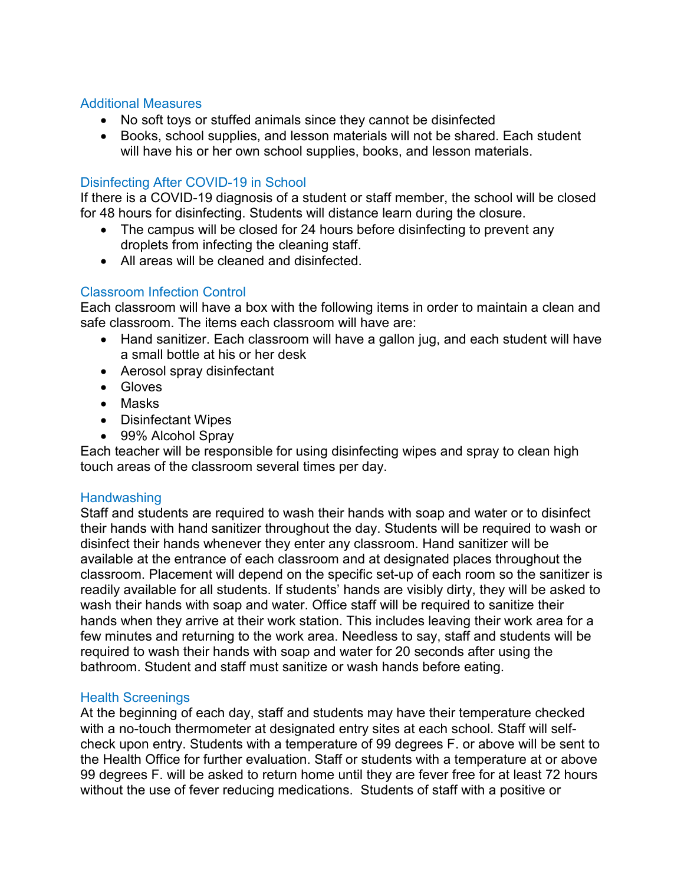## Additional Measures

- No soft toys or stuffed animals since they cannot be disinfected
- Books, school supplies, and lesson materials will not be shared. Each student will have his or her own school supplies, books, and lesson materials.

## Disinfecting After COVID-19 in School

If there is a COVID-19 diagnosis of a student or staff member, the school will be closed for 48 hours for disinfecting. Students will distance learn during the closure.

- The campus will be closed for 24 hours before disinfecting to prevent any droplets from infecting the cleaning staff.
- All areas will be cleaned and disinfected.

## Classroom Infection Control

Each classroom will have a box with the following items in order to maintain a clean and safe classroom. The items each classroom will have are:

- Hand sanitizer. Each classroom will have a gallon jug, and each student will have a small bottle at his or her desk
- Aerosol spray disinfectant
- Gloves
- Masks
- Disinfectant Wipes
- 99% Alcohol Spray

Each teacher will be responsible for using disinfecting wipes and spray to clean high touch areas of the classroom several times per day.

## Handwashing

Staff and students are required to wash their hands with soap and water or to disinfect their hands with hand sanitizer throughout the day. Students will be required to wash or disinfect their hands whenever they enter any classroom. Hand sanitizer will be available at the entrance of each classroom and at designated places throughout the classroom. Placement will depend on the specific set-up of each room so the sanitizer is readily available for all students. If students' hands are visibly dirty, they will be asked to wash their hands with soap and water. Office staff will be required to sanitize their hands when they arrive at their work station. This includes leaving their work area for a few minutes and returning to the work area. Needless to say, staff and students will be required to wash their hands with soap and water for 20 seconds after using the bathroom. Student and staff must sanitize or wash hands before eating.

## Health Screenings

At the beginning of each day, staff and students may have their temperature checked with a no-touch thermometer at designated entry sites at each school. Staff will self-check upon entry. Students with a temperature of 99 degrees F. or above will be sent to the Health Office for further evaluation. Staff or students with a temperature at or above 99 degrees F. will be asked to return home until they are fever free for at least 72 hours without the use of fever reducing medications. Students of staff with a positive or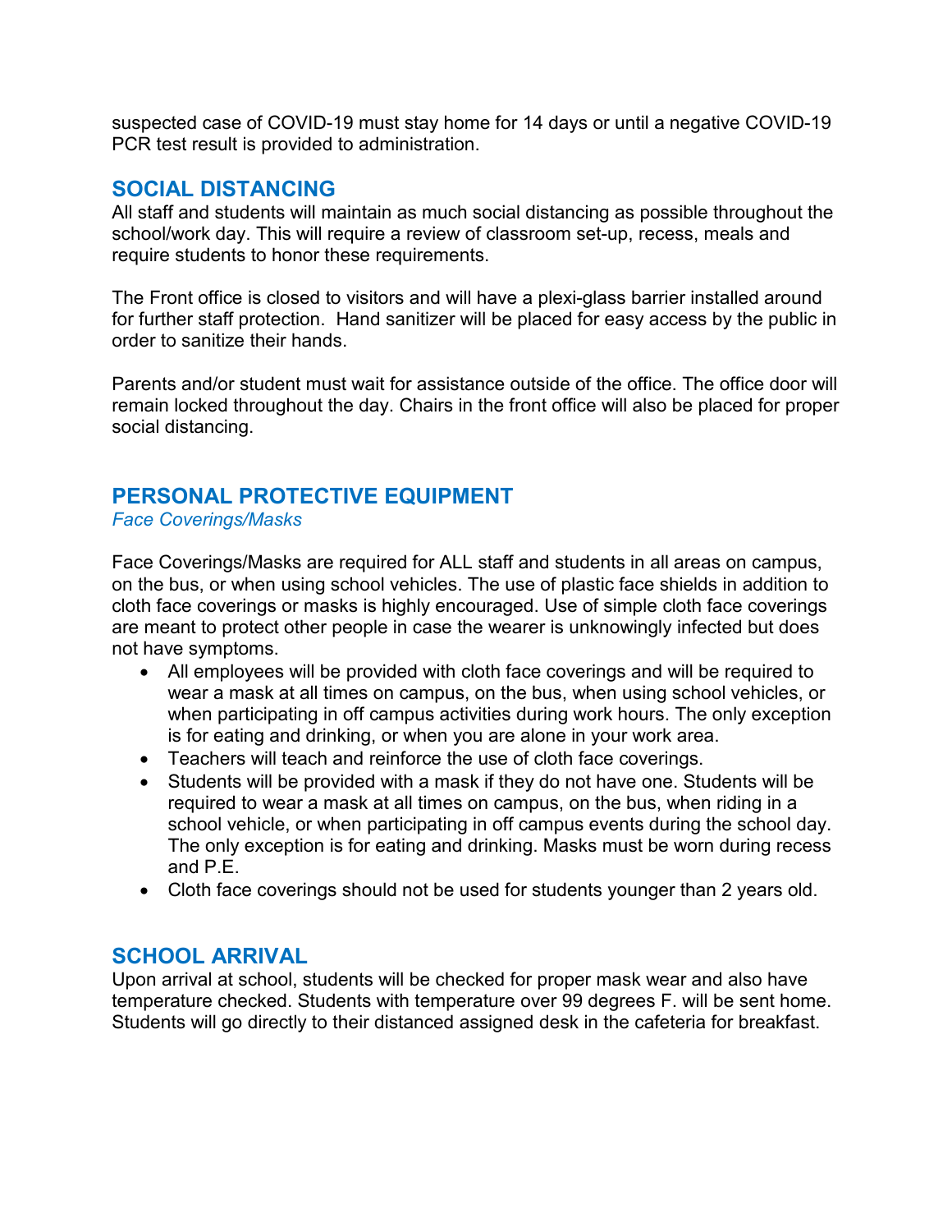suspected case of COVID-19 must stay home for 14 days or until a negative COVID-19 PCR test result is provided to administration.

## SOCIAL DISTANCING

All staff and students will maintain as much social distancing as possible throughout the school/work day. This will require a review of classroom set-up, recess, meals and require students to honor these requirements.

The Front office is closed to visitors and will have a plexi-glass barrier installed around for further staff protection. Hand sanitizer will be placed for easy access by the public in order to sanitize their hands.

Parents and/or student must wait for assistance outside of the office. The office door will remain locked throughout the day. Chairs in the front office will also be placed for proper social distancing.

## PERSONAL PROTECTIVE EQUIPMENT

*Face Coverings/Masks*

Face Coverings/Masks are required for ALL staff and students in all areas on campus, on the bus, or when using school vehicles. The use of plastic face shields in addition to cloth face coverings or masks is highly encouraged. Use of simple cloth face coverings are meant to protect other people in case the wearer is unknowingly infected but does not have symptoms.

- All employees will be provided with cloth face coverings and will be required to wear a mask at all times on campus, on the bus, when using school vehicles, or when participating in off campus activities during work hours. The only exception is for eating and drinking, or when you are alone in your work area.
- Teachers will teach and reinforce the use of cloth face coverings.
- Students will be provided with a mask if they do not have one. Students will be required to wear a mask at all times on campus, on the bus, when riding in a school vehicle, or when participating in off campus events during the school day. The only exception is for eating and drinking. Masks must be worn during recess and P.E.
- Cloth face coverings should not be used for students younger than 2 years old.

## SCHOOL ARRIVAL

Upon arrival at school, students will be checked for proper mask wear and also have temperature checked. Students with temperature over 99 degrees F. will be sent home. Students will go directly to their distanced assigned desk in the cafeteria for breakfast.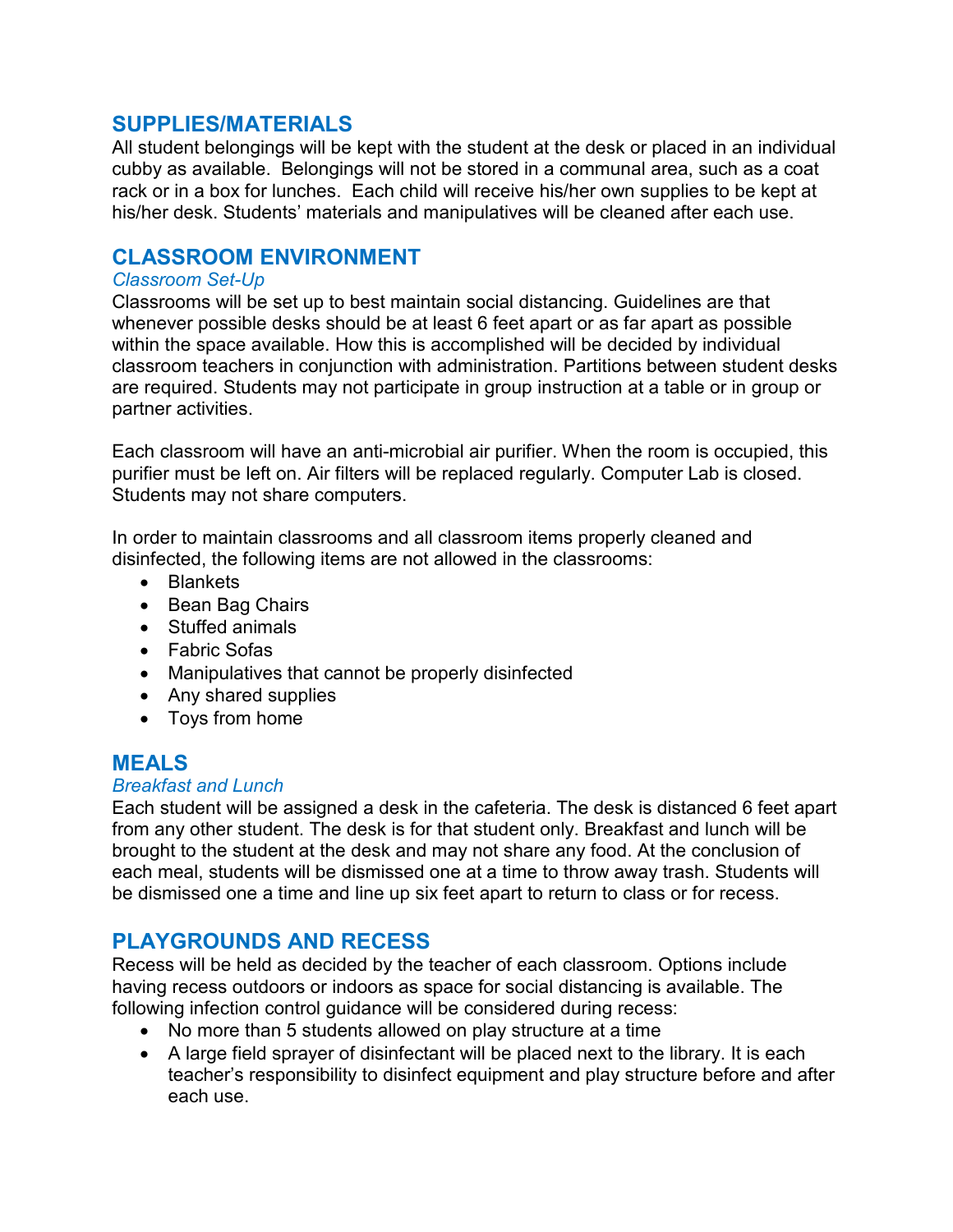## SUPPLIES/MATERIALS

All student belongings will be kept with the student at the desk or placed in an individual cubby as available. Belongings will not be stored in a communal area, such as a coat rack or in a box for lunches. Each child will receive his/her own supplies to be kept at his/her desk. Students' materials and manipulatives will be cleaned after each use.

## CLASSROOM ENVIRONMENT

*Classroom Set-Up*

Classrooms will be set up to best maintain social distancing. Guidelines are that whenever possible desks should be at least 6 feet apart or as far apart as possible within the space available. How this is accomplished will be decided by individual classroom teachers in conjunction with administration. Partitions between student desks are required. Students may not participate in group instruction at a table or in group or partner activities.

Each classroom will have an anti-microbial air purifier. When the room is occupied, this purifier must be left on. Air filters will be replaced regularly. Computer Lab is closed. Students may not share computers.

In order to maintain classrooms and all classroom items properly cleaned and disinfected, the following items are not allowed in the classrooms:

- Blankets
- Bean Bag Chairs
- Stuffed animals
- Fabric Sofas
- Manipulatives that cannot be properly disinfected
- Any shared supplies
- Toys from home

## MEALS

*Breakfast and Lunch*

Each student will be assigned a desk in the cafeteria. The desk is distanced 6 feet apart from any other student. The desk is for that student only. Breakfast and lunch will be brought to the student at the desk and may not share any food. At the conclusion of each meal, students will be dismissed one at a time to throw away trash. Students will be dismissed one a time and line up six feet apart to return to class or for recess.

## PLAYGROUNDS AND RECESS

Recess will be held as decided by the teacher of each classroom. Options include having recess outdoors or indoors as space for social distancing is available. The following infection control guidance will be considered during recess:

- No more than 5 students allowed on play structure at a time
- A large field sprayer of disinfectant will be placed next to the library. It is each teacher's responsibility to disinfect equipment and play structure before and after each use.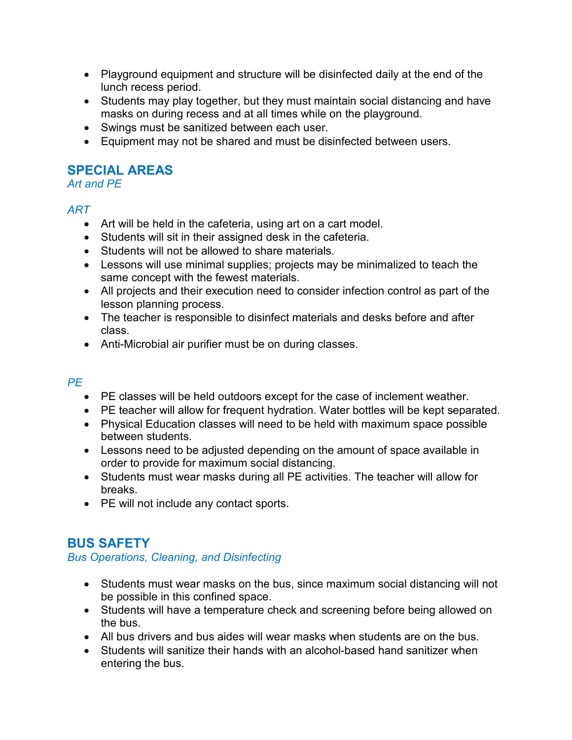- Playground equipment and structure will be disinfected daily at the end of the lunch recess period.
- Students may play together, but they must maintain social distancing and have masks on during recess and at all times while on the playground.
- Swings must be sanitized between each user.
- Equipment may not be shared and must be disinfected between users.

## SPECIAL AREAS

*Art and PE*

*ART*

- Art will be held in the cafeteria, using art on a cart model.
- Students will sit in their assigned desk in the cafeteria.
- Students will not be allowed to share materials.
- Lessons will use minimal supplies; projects may be minimalized to teach the same concept with the fewest materials.
- All projects and their execution need to consider infection control as part of the lesson planning process.
- The teacher is responsible to disinfect materials and desks before and after class.
- Anti-Microbial air purifier must be on during classes.

*PE*

- PE classes will be held outdoors except for the case of inclement weather.
- PE teacher will allow for frequent hydration. Water bottles will be kept separated.
- Physical Education classes will need to be held with maximum space possible between students.
- Lessons need to be adjusted depending on the amount of space available in order to provide for maximum social distancing.
- Students must wear masks during all PE activities. The teacher will allow for breaks.
- PE will not include any contact sports.

## BUS SAFETY

*Bus Operations, Cleaning, and Disinfecting*

- Students must wear masks on the bus, since maximum social distancing will not be possible in this confined space.
- Students will have a temperature check and screening before being allowed on the bus.
- All bus drivers and bus aides will wear masks when students are on the bus.
- Students will sanitize their hands with an alcohol-based hand sanitizer when entering the bus.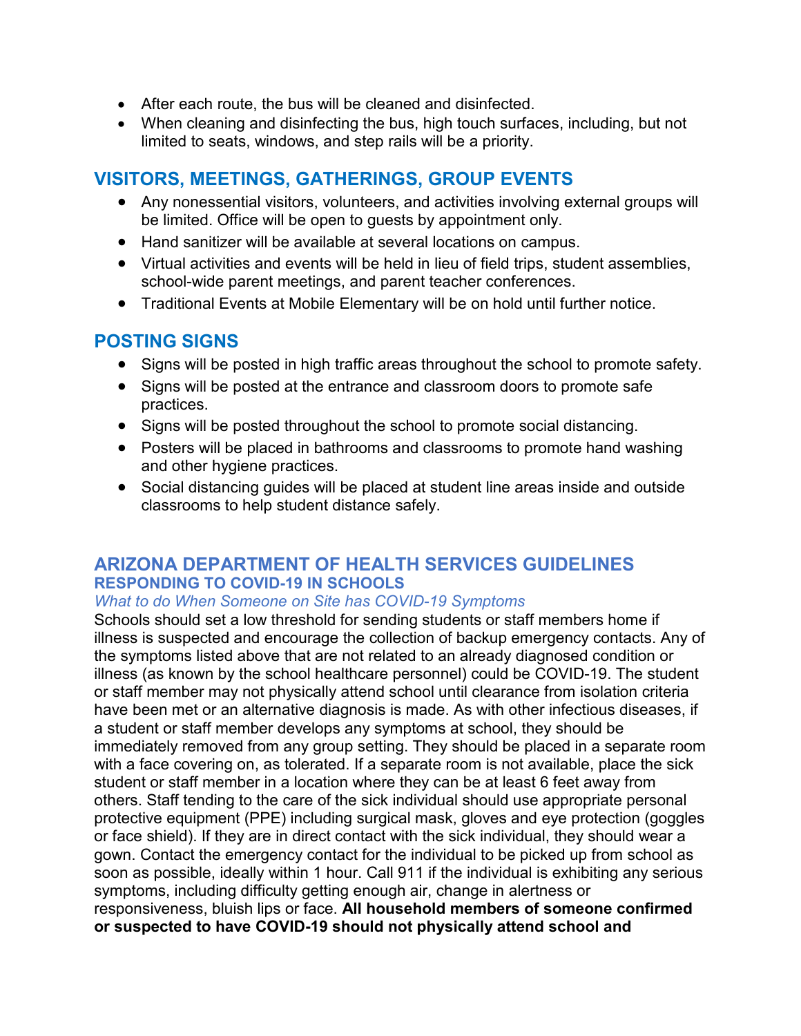- After each route, the bus will be cleaned and disinfected.
- When cleaning and disinfecting the bus, high touch surfaces, including, but not limited to seats, windows, and step rails will be a priority.

## VISITORS, MEETINGS, GATHERINGS, GROUP EVENTS

- Any nonessential visitors, volunteers, and activities involving external groups will be limited. Office will be open to guests by appointment only.
- Hand sanitizer will be available at several locations on campus.
- Virtual activities and events will be held in lieu of field trips, student assemblies, school-wide parent meetings, and parent teacher conferences.
- Traditional Events at Mobile Elementary will be on hold until further notice.

## POSTING SIGNS

- Signs will be posted in high traffic areas throughout the school to promote safety.
- Signs will be posted at the entrance and classroom doors to promote safe practices.
- Signs will be posted throughout the school to promote social distancing.
- Posters will be placed in bathrooms and classrooms to promote hand washing and other hygiene practices.
- Social distancing guides will be placed at student line areas inside and outside classrooms to help student distance safely.

## ARIZONA DEPARTMENT OF HEALTH SERVICES GUIDELINES

### RESPONDING TO COVID-19 IN SCHOOLS

*What to do When Someone on Site has COVID-19 Symptoms*

Schools should set a low threshold for sending students or staff members home if illness is suspected and encourage the collection of backup emergency contacts. Any of the symptoms listed above that are not related to an already diagnosed condition or illness (as known by the school healthcare personnel) could be COVID-19. The student or staff member may not physically attend school until clearance from isolation criteria have been met or an alternative diagnosis is made. As with other infectious diseases, if a student or staff member develops any symptoms at school, they should be immediately removed from any group setting. They should be placed in a separate room with a face covering on, as tolerated. If a separate room is not available, place the sick student or staff member in a location where they can be at least 6 feet away from others. Staff tending to the care of the sick individual should use appropriate personal protective equipment (PPE) including surgical mask, gloves and eye protection (goggles or face shield). If they are in direct contact with the sick individual, they should wear a gown. Contact the emergency contact for the individual to be picked up from school as soon as possible, ideally within 1 hour. Call 911 if the individual is exhibiting any serious symptoms, including difficulty getting enough air, change in alertness or responsiveness, bluish lips or face. **All household members of someone confirmed or suspected to have COVID-19 should not physically attend school and**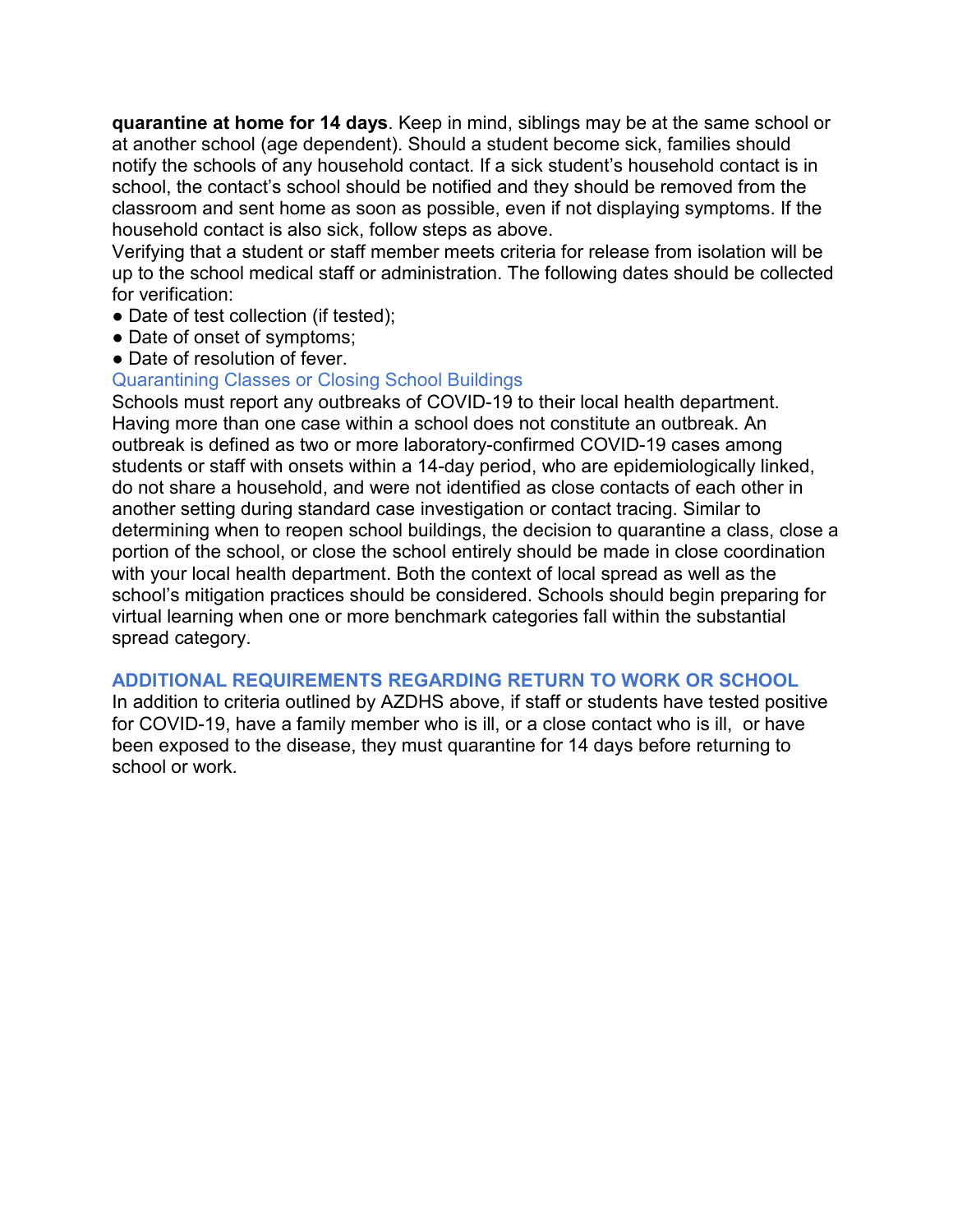**quarantine at home for 14 days**. Keep in mind, siblings may be at the same school or at another school (age dependent). Should a student become sick, families should notify the schools of any household contact. If a sick student's household contact is in school, the contact's school should be notified and they should be removed from the classroom and sent home as soon as possible, even if not displaying symptoms. If the household contact is also sick, follow steps as above.

Verifying that a student or staff member meets criteria for release from isolation will be up to the school medical staff or administration. The following dates should be collected for verification:

- Date of test collection (if tested);
- Date of onset of symptoms;
- Date of resolution of fever.

### Quarantining Classes or Closing School Buildings

Schools must report any outbreaks of COVID-19 to their local health department. Having more than one case within a school does not constitute an outbreak. An outbreak is defined as two or more laboratory-confirmed COVID-19 cases among students or staff with onsets within a 14-day period, who are epidemiologically linked, do not share a household, and were not identified as close contacts of each other in another setting during standard case investigation or contact tracing. Similar to determining when to reopen school buildings, the decision to quarantine a class, close a portion of the school, or close the school entirely should be made in close coordination with your local health department. Both the context of local spread as well as the school's mitigation practices should be considered. Schools should begin preparing for virtual learning when one or more benchmark categories fall within the substantial spread category.

## ADDITIONAL REQUIREMENTS REGARDING RETURN TO WORK OR SCHOOL

In addition to criteria outlined by AZDHS above, if staff or students have tested positive for COVID-19, have a family member who is ill, or a close contact who is ill, or have been exposed to the disease, they must quarantine for 14 days before returning to school or work.